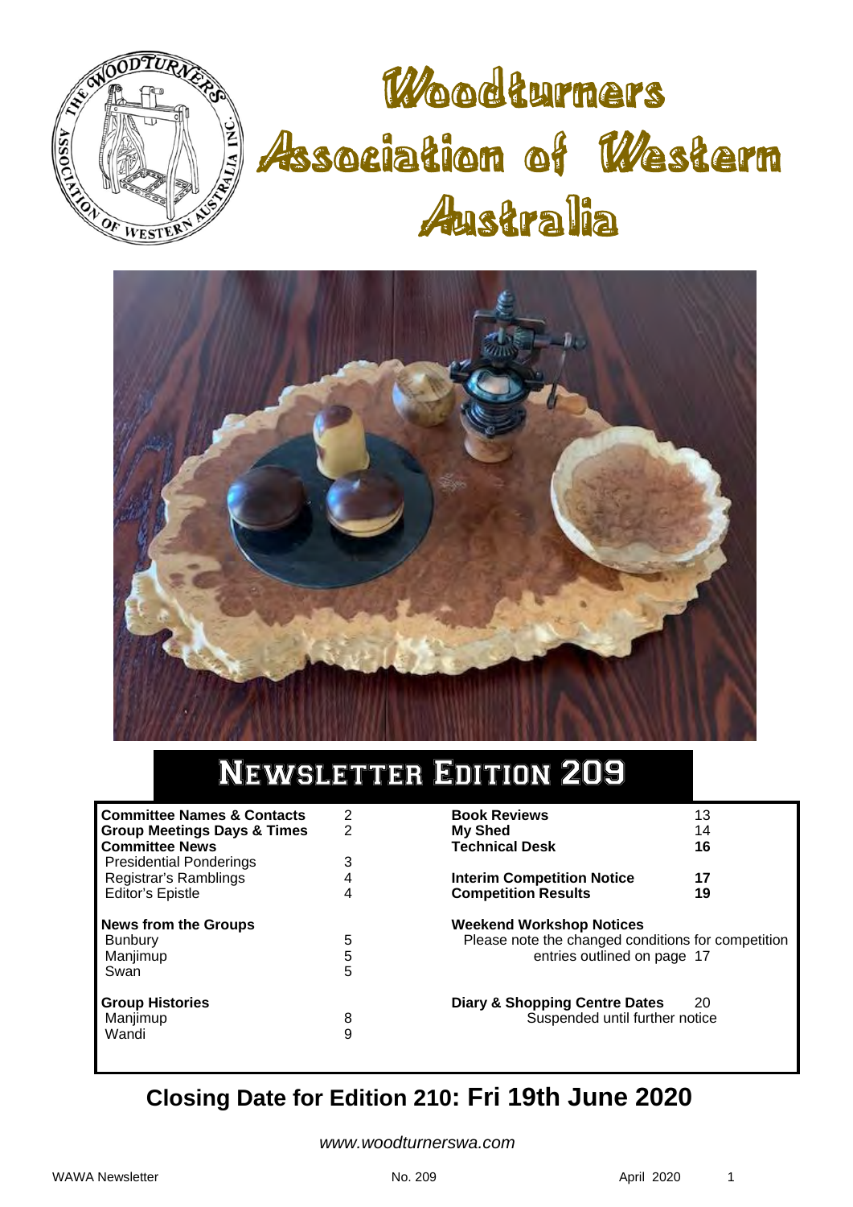# Woodturners Association of Western Australia

## Newsletter Edition 209

| | | | |
|---|---|---|---|
| **Committee Names & Contacts** | 2 | **Book Reviews** | 13 |
| **Group Meetings Days & Times** | 2 | **My Shed** | 14 |
| **Committee News** | | **Technical Desk** | **16** |
| Presidential Ponderings | 3 | | |
| Registrar's Ramblings | 4 | **Interim Competition Notice** | **17** |
| Editor's Epistle | 4 | **Competition Results** | **19** |
| **News from the Groups** | | **Weekend Workshop Notices** | |
| Bunbury | 5 | Please note the changed conditions for competition entries outlined on page 17 | |
| Manjimup | 5 | | |
| Swan | 5 | | |
| **Group Histories** | | **Diary & Shopping Centre Dates** | 20 |
| Manjimup | 8 | Suspended until further notice | |
| Wandi | 9 | | |

## Closing Date for Edition 210: Fri 19th June 2020

*www.woodturnerswa.com*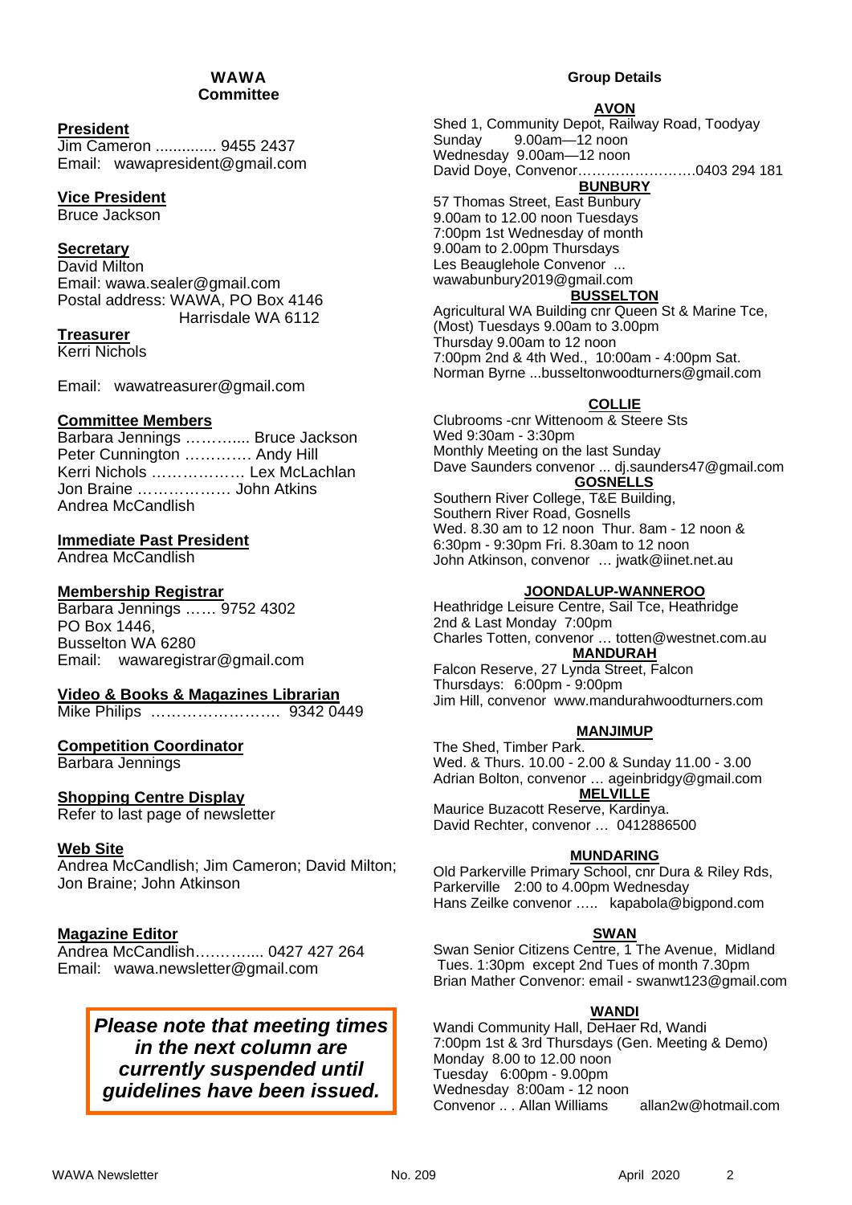## WAWA Committee

**President**
Jim Cameron .............. 9455 2437
Email: wawapresident@gmail.com

**Vice President**
Bruce Jackson

**Secretary**
David Milton
Email: wawa.sealer@gmail.com
Postal address: WAWA, PO Box 4146
Harrisdale WA 6112

**Treasurer**
Kerri Nichols

Email: wawatreasurer@gmail.com

**Committee Members**
Barbara Jennings …….….. Bruce Jackson
Peter Cunnington …………. Andy Hill
Kerri Nichols ……………… Lex McLachlan
Jon Braine ……………… John Atkins
Andrea McCandlish

**Immediate Past President**
Andrea McCandlish

**Membership Registrar**
Barbara Jennings …… 9752 4302
PO Box 1446,
Busselton WA 6280
Email: wawaregistrar@gmail.com

**Video & Books & Magazines Librarian**
Mike Philips ……………………. 9342 0449

**Competition Coordinator**
Barbara Jennings

**Shopping Centre Display**
Refer to last page of newsletter

**Web Site**
Andrea McCandlish; Jim Cameron; David Milton; Jon Braine; John Atkinson

**Magazine Editor**
Andrea McCandlish………..... 0427 427 264
Email: wawa.newsletter@gmail.com

***Please note that meeting times in the next column are currently suspended until guidelines have been issued.***

## Group Details

**AVON**
Shed 1, Community Depot, Railway Road, Toodyay
Sunday 9.00am—12 noon
Wednesday 9.00am—12 noon
David Doye, Convenor…………………….0403 294 181

**BUNBURY**
57 Thomas Street, East Bunbury
9.00am to 12.00 noon Tuesdays
7:00pm 1st Wednesday of month
9.00am to 2.00pm Thursdays
Les Beauglehole Convenor ...
wawabunbury2019@gmail.com

**BUSSELTON**
Agricultural WA Building cnr Queen St & Marine Tce,
(Most) Tuesdays 9.00am to 3.00pm
Thursday 9.00am to 12 noon
7:00pm 2nd & 4th Wed., 10:00am - 4:00pm Sat.
Norman Byrne ...busseltonwoodturners@gmail.com

**COLLIE**
Clubrooms -cnr Wittenoom & Steere Sts
Wed 9:30am - 3:30pm
Monthly Meeting on the last Sunday
Dave Saunders convenor ... dj.saunders47@gmail.com

**GOSNELLS**
Southern River College, T&E Building,
Southern River Road, Gosnells
Wed. 8.30 am to 12 noon Thur. 8am - 12 noon &
6:30pm - 9:30pm Fri. 8.30am to 12 noon
John Atkinson, convenor … jwatk@iinet.net.au

**JOONDALUP-WANNEROO**
Heathridge Leisure Centre, Sail Tce, Heathridge
2nd & Last Monday 7:00pm
Charles Totten, convenor … totten@westnet.com.au

**MANDURAH**
Falcon Reserve, 27 Lynda Street, Falcon
Thursdays: 6:00pm - 9:00pm
Jim Hill, convenor www.mandurahwoodturners.com

**MANJIMUP**
The Shed, Timber Park.
Wed. & Thurs. 10.00 - 2.00 & Sunday 11.00 - 3.00
Adrian Bolton, convenor … ageinbridgy@gmail.com

**MELVILLE**
Maurice Buzacott Reserve, Kardinya.
David Rechter, convenor … 0412886500

**MUNDARING**
Old Parkerville Primary School, cnr Dura & Riley Rds, Parkerville 2:00 to 4.00pm Wednesday
Hans Zeilke convenor ….. kapabola@bigpond.com

**SWAN**
Swan Senior Citizens Centre, 1 The Avenue, Midland
Tues. 1:30pm except 2nd Tues of month 7.30pm
Brian Mather Convenor: email - swanwt123@gmail.com

**WANDI**
Wandi Community Hall, DeHaer Rd, Wandi
7:00pm 1st & 3rd Thursdays (Gen. Meeting & Demo)
Monday 8.00 to 12.00 noon
Tuesday 6:00pm - 9.00pm
Wednesday 8:00am - 12 noon
Convenor .. . Allan Williams allan2w@hotmail.com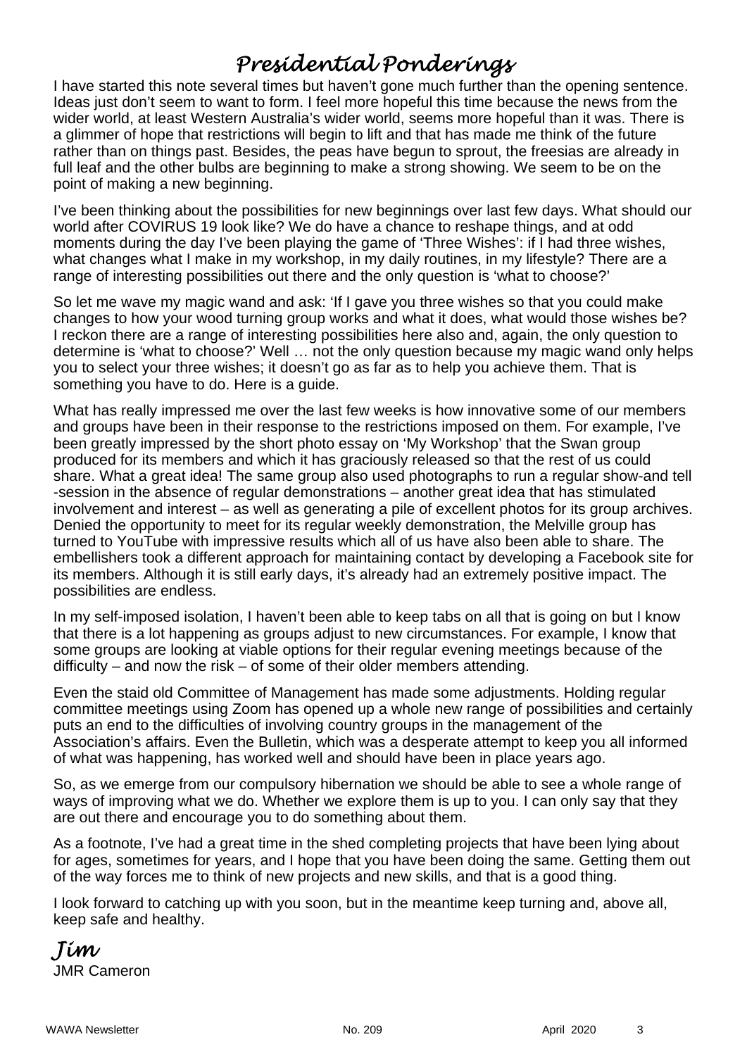# *Presidential Ponderings*

I have started this note several times but haven't gone much further than the opening sentence. Ideas just don't seem to want to form. I feel more hopeful this time because the news from the wider world, at least Western Australia's wider world, seems more hopeful than it was. There is a glimmer of hope that restrictions will begin to lift and that has made me think of the future rather than on things past. Besides, the peas have begun to sprout, the freesias are already in full leaf and the other bulbs are beginning to make a strong showing. We seem to be on the point of making a new beginning.

I've been thinking about the possibilities for new beginnings over last few days. What should our world after COVIRUS 19 look like? We do have a chance to reshape things, and at odd moments during the day I've been playing the game of 'Three Wishes': if I had three wishes, what changes what I make in my workshop, in my daily routines, in my lifestyle? There are a range of interesting possibilities out there and the only question is 'what to choose?'

So let me wave my magic wand and ask: 'If I gave you three wishes so that you could make changes to how your wood turning group works and what it does, what would those wishes be? I reckon there are a range of interesting possibilities here also and, again, the only question to determine is 'what to choose?' Well … not the only question because my magic wand only helps you to select your three wishes; it doesn't go as far as to help you achieve them. That is something you have to do. Here is a guide.

What has really impressed me over the last few weeks is how innovative some of our members and groups have been in their response to the restrictions imposed on them. For example, I've been greatly impressed by the short photo essay on 'My Workshop' that the Swan group produced for its members and which it has graciously released so that the rest of us could share. What a great idea! The same group also used photographs to run a regular show-and tell -session in the absence of regular demonstrations – another great idea that has stimulated involvement and interest – as well as generating a pile of excellent photos for its group archives. Denied the opportunity to meet for its regular weekly demonstration, the Melville group has turned to YouTube with impressive results which all of us have also been able to share. The embellishers took a different approach for maintaining contact by developing a Facebook site for its members. Although it is still early days, it's already had an extremely positive impact. The possibilities are endless.

In my self-imposed isolation, I haven't been able to keep tabs on all that is going on but I know that there is a lot happening as groups adjust to new circumstances. For example, I know that some groups are looking at viable options for their regular evening meetings because of the difficulty – and now the risk – of some of their older members attending.

Even the staid old Committee of Management has made some adjustments. Holding regular committee meetings using Zoom has opened up a whole new range of possibilities and certainly puts an end to the difficulties of involving country groups in the management of the Association's affairs. Even the Bulletin, which was a desperate attempt to keep you all informed of what was happening, has worked well and should have been in place years ago.

So, as we emerge from our compulsory hibernation we should be able to see a whole range of ways of improving what we do. Whether we explore them is up to you. I can only say that they are out there and encourage you to do something about them.

As a footnote, I've had a great time in the shed completing projects that have been lying about for ages, sometimes for years, and I hope that you have been doing the same. Getting them out of the way forces me to think of new projects and new skills, and that is a good thing.

I look forward to catching up with you soon, but in the meantime keep turning and, above all, keep safe and healthy.

***Jim***

JMR Cameron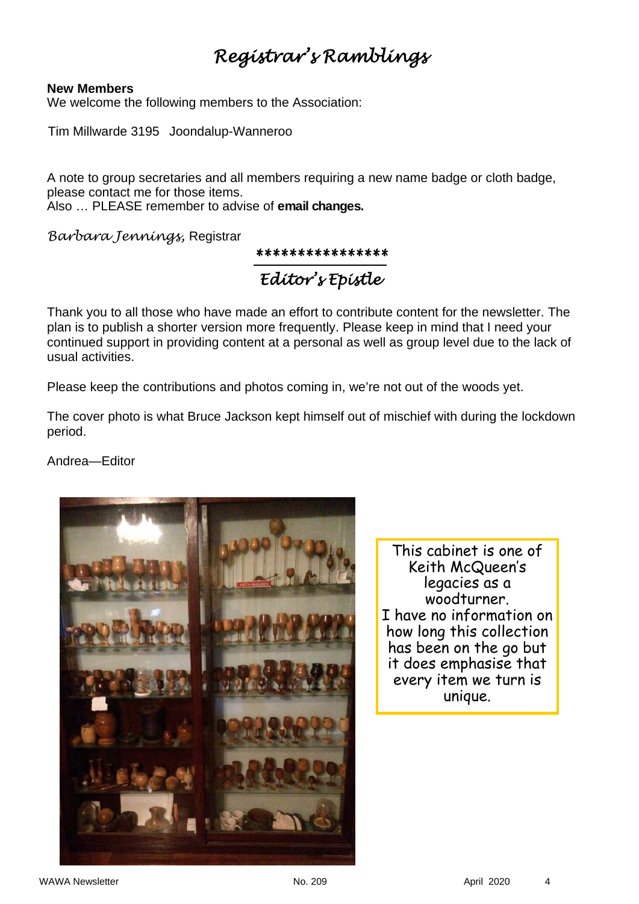# *Registrar's Ramblings*

**New Members**

We welcome the following members to the Association:

Tim Millwarde 3195 Joondalup-Wanneroo

A note to group secretaries and all members requiring a new name badge or cloth badge, please contact me for those items.

Also … PLEASE remember to advise of **email changes.**

*Barbara Jennings,* Registrar

****************

# *Editor's Epistle*

Thank you to all those who have made an effort to contribute content for the newsletter. The plan is to publish a shorter version more frequently. Please keep in mind that I need your continued support in providing content at a personal as well as group level due to the lack of usual activities.

Please keep the contributions and photos coming in, we're not out of the woods yet.

The cover photo is what Bruce Jackson kept himself out of mischief with during the lockdown period.

Andrea—Editor

This cabinet is one of Keith McQueen's legacies as a woodturner.
I have no information on how long this collection has been on the go but it does emphasise that every item we turn is unique.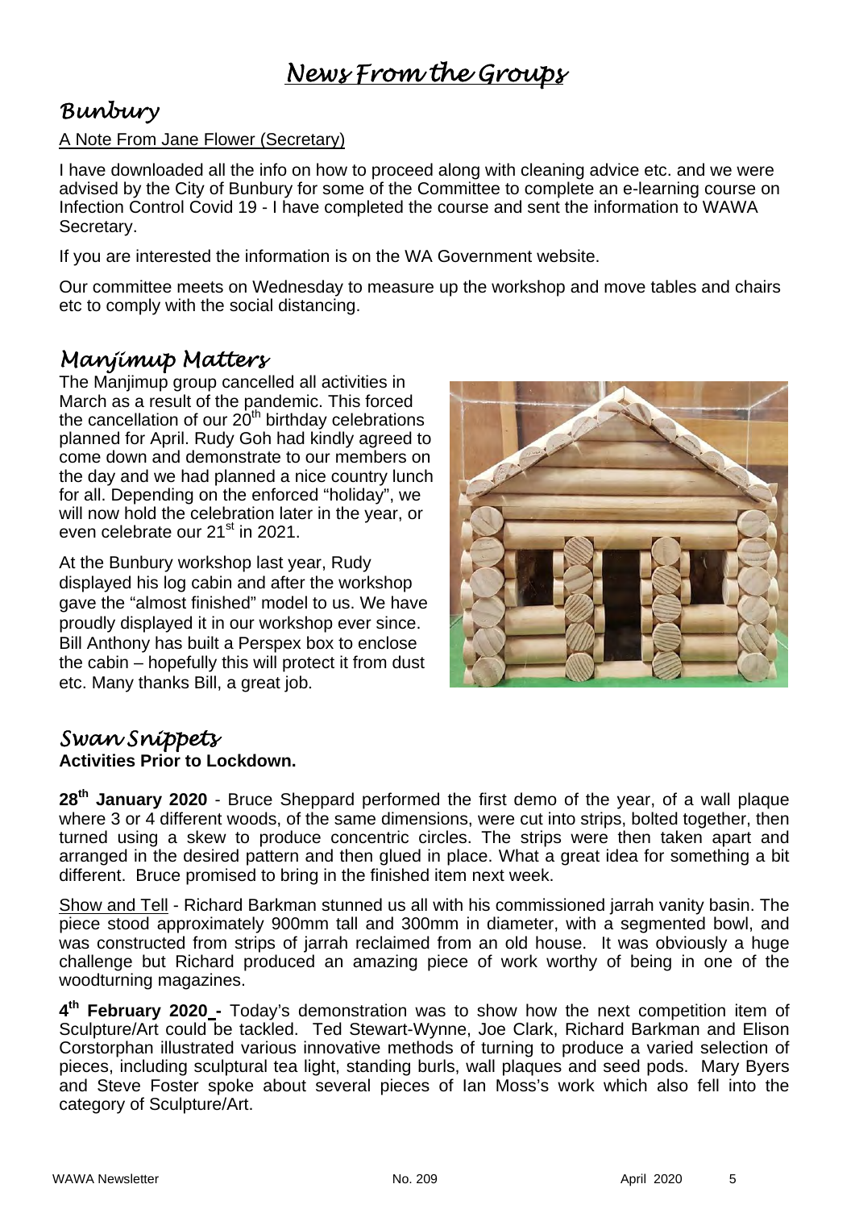# News From the Groups

## Bunbury

A Note From Jane Flower (Secretary)

I have downloaded all the info on how to proceed along with cleaning advice etc. and we were advised by the City of Bunbury for some of the Committee to complete an e-learning course on Infection Control Covid 19 - I have completed the course and sent the information to WAWA Secretary.

If you are interested the information is on the WA Government website.

Our committee meets on Wednesday to measure up the workshop and move tables and chairs etc to comply with the social distancing.

## Manjimup Matters

The Manjimup group cancelled all activities in March as a result of the pandemic. This forced the cancellation of our 20th birthday celebrations planned for April. Rudy Goh had kindly agreed to come down and demonstrate to our members on the day and we had planned a nice country lunch for all. Depending on the enforced "holiday", we will now hold the celebration later in the year, or even celebrate our 21st in 2021.

At the Bunbury workshop last year, Rudy displayed his log cabin and after the workshop gave the "almost finished" model to us. We have proudly displayed it in our workshop ever since. Bill Anthony has built a Perspex box to enclose the cabin – hopefully this will protect it from dust etc. Many thanks Bill, a great job.

## Swan Snippets

**Activities Prior to Lockdown.**

**28th January 2020** - Bruce Sheppard performed the first demo of the year, of a wall plaque where 3 or 4 different woods, of the same dimensions, were cut into strips, bolted together, then turned using a skew to produce concentric circles. The strips were then taken apart and arranged in the desired pattern and then glued in place. What a great idea for something a bit different. Bruce promised to bring in the finished item next week.

Show and Tell - Richard Barkman stunned us all with his commissioned jarrah vanity basin. The piece stood approximately 900mm tall and 300mm in diameter, with a segmented bowl, and was constructed from strips of jarrah reclaimed from an old house. It was obviously a huge challenge but Richard produced an amazing piece of work worthy of being in one of the woodturning magazines.

**4th February 2020 -** Today's demonstration was to show how the next competition item of Sculpture/Art could be tackled. Ted Stewart-Wynne, Joe Clark, Richard Barkman and Elison Corstorphan illustrated various innovative methods of turning to produce a varied selection of pieces, including sculptural tea light, standing burls, wall plaques and seed pods. Mary Byers and Steve Foster spoke about several pieces of Ian Moss's work which also fell into the category of Sculpture/Art.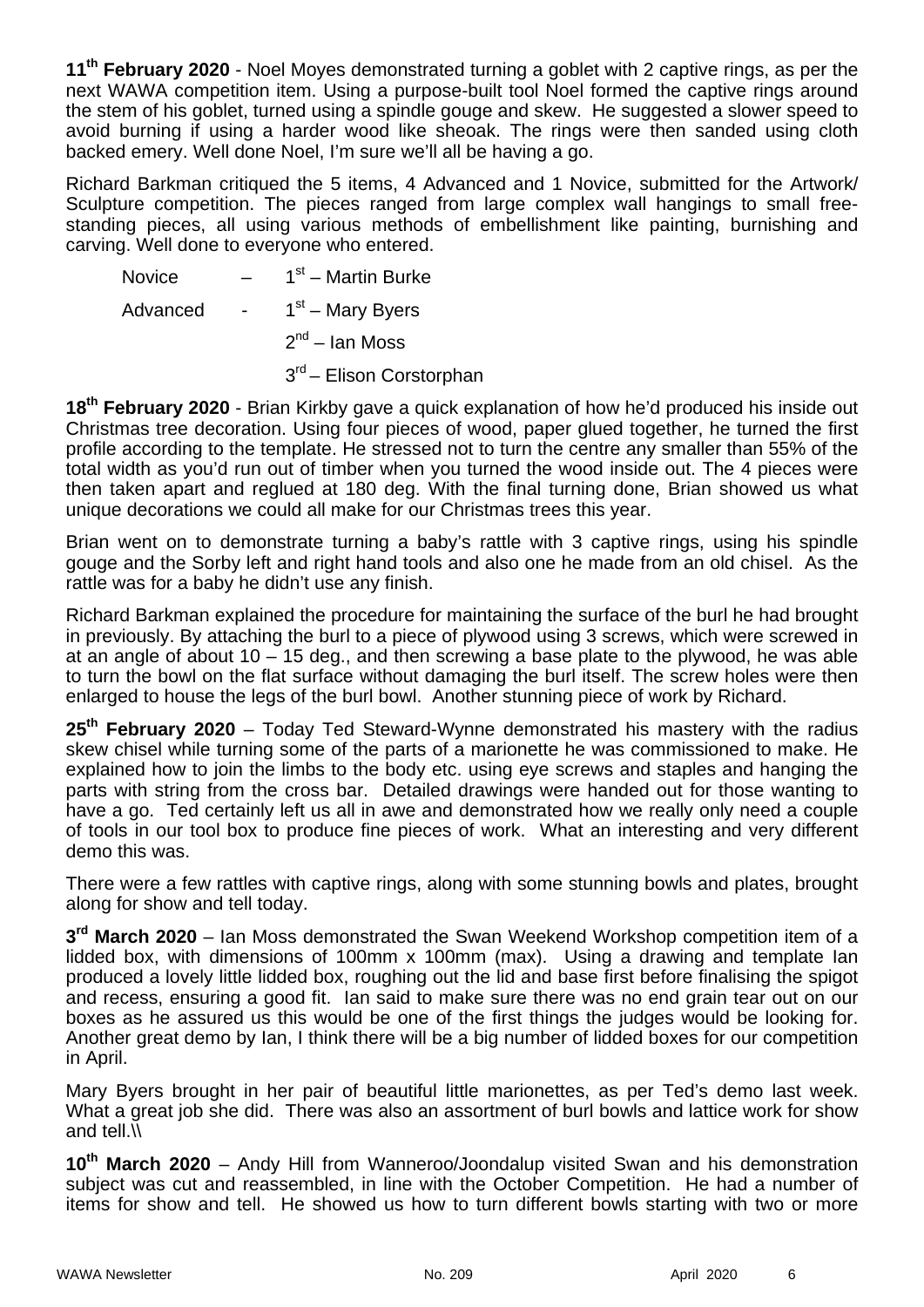**11th February 2020** - Noel Moyes demonstrated turning a goblet with 2 captive rings, as per the next WAWA competition item. Using a purpose-built tool Noel formed the captive rings around the stem of his goblet, turned using a spindle gouge and skew. He suggested a slower speed to avoid burning if using a harder wood like sheoak. The rings were then sanded using cloth backed emery. Well done Noel, I'm sure we'll all be having a go.

Richard Barkman critiqued the 5 items, 4 Advanced and 1 Novice, submitted for the Artwork/ Sculpture competition. The pieces ranged from large complex wall hangings to small free-standing pieces, all using various methods of embellishment like painting, burnishing and carving. Well done to everyone who entered.

Novice – 1st – Martin Burke

Advanced - 1st – Mary Byers

2nd – Ian Moss

3rd – Elison Corstorphan

**18th February 2020** - Brian Kirkby gave a quick explanation of how he'd produced his inside out Christmas tree decoration. Using four pieces of wood, paper glued together, he turned the first profile according to the template. He stressed not to turn the centre any smaller than 55% of the total width as you'd run out of timber when you turned the wood inside out. The 4 pieces were then taken apart and reglued at 180 deg. With the final turning done, Brian showed us what unique decorations we could all make for our Christmas trees this year.

Brian went on to demonstrate turning a baby's rattle with 3 captive rings, using his spindle gouge and the Sorby left and right hand tools and also one he made from an old chisel. As the rattle was for a baby he didn't use any finish.

Richard Barkman explained the procedure for maintaining the surface of the burl he had brought in previously. By attaching the burl to a piece of plywood using 3 screws, which were screwed in at an angle of about 10 – 15 deg., and then screwing a base plate to the plywood, he was able to turn the bowl on the flat surface without damaging the burl itself. The screw holes were then enlarged to house the legs of the burl bowl. Another stunning piece of work by Richard.

**25th February 2020** – Today Ted Steward-Wynne demonstrated his mastery with the radius skew chisel while turning some of the parts of a marionette he was commissioned to make. He explained how to join the limbs to the body etc. using eye screws and staples and hanging the parts with string from the cross bar. Detailed drawings were handed out for those wanting to have a go. Ted certainly left us all in awe and demonstrated how we really only need a couple of tools in our tool box to produce fine pieces of work. What an interesting and very different demo this was.

There were a few rattles with captive rings, along with some stunning bowls and plates, brought along for show and tell today.

**3rd March 2020** – Ian Moss demonstrated the Swan Weekend Workshop competition item of a lidded box, with dimensions of 100mm x 100mm (max). Using a drawing and template Ian produced a lovely little lidded box, roughing out the lid and base first before finalising the spigot and recess, ensuring a good fit. Ian said to make sure there was no end grain tear out on our boxes as he assured us this would be one of the first things the judges would be looking for. Another great demo by Ian, I think there will be a big number of lidded boxes for our competition in April.

Mary Byers brought in her pair of beautiful little marionettes, as per Ted's demo last week. What a great job she did. There was also an assortment of burl bowls and lattice work for show and tell.\\

**10th March 2020** – Andy Hill from Wanneroo/Joondalup visited Swan and his demonstration subject was cut and reassembled, in line with the October Competition. He had a number of items for show and tell. He showed us how to turn different bowls starting with two or more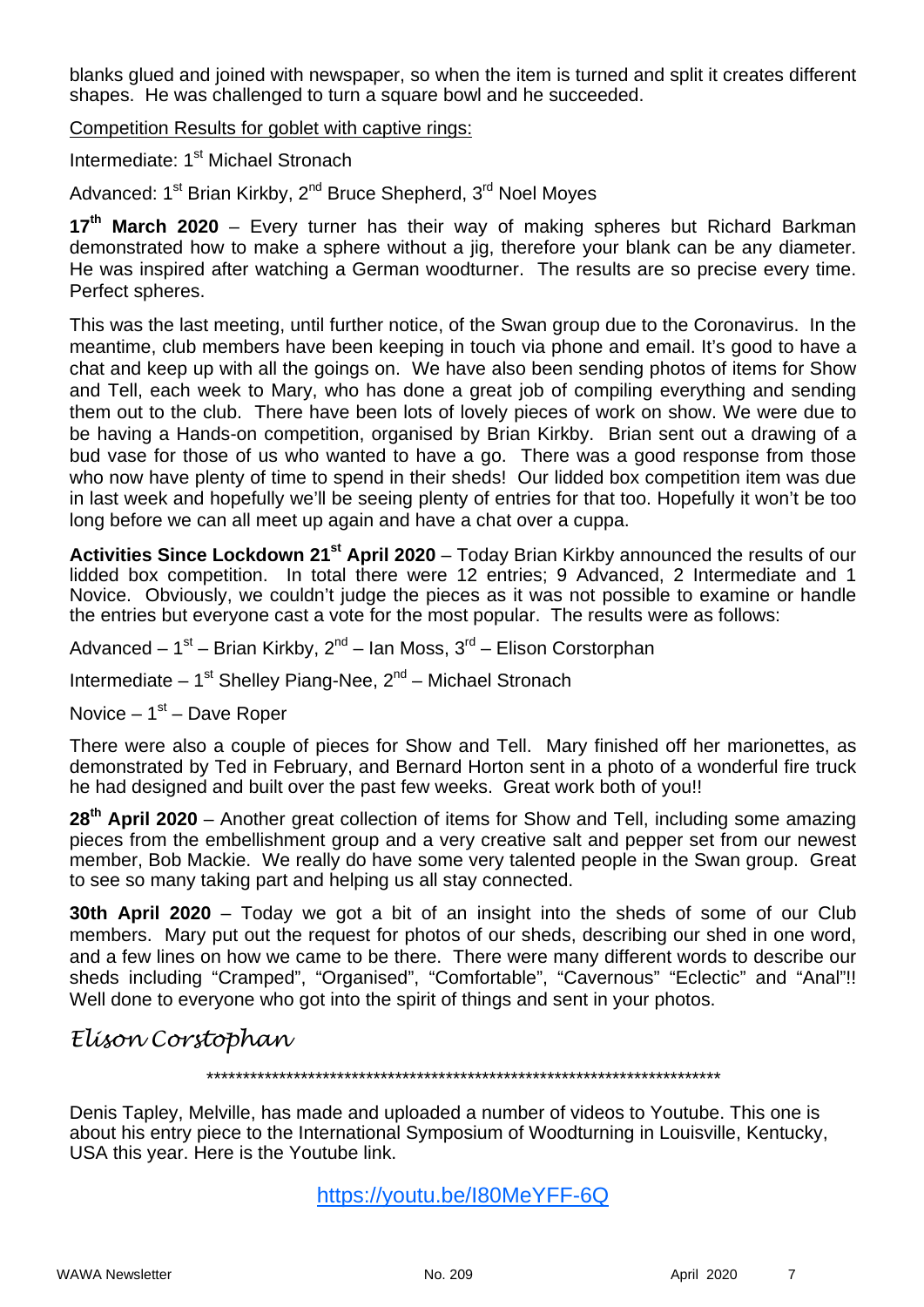blanks glued and joined with newspaper, so when the item is turned and split it creates different shapes. He was challenged to turn a square bowl and he succeeded.

Competition Results for goblet with captive rings:

Intermediate: 1st Michael Stronach

Advanced: 1st Brian Kirkby, 2nd Bruce Shepherd, 3rd Noel Moyes

**17th March 2020** – Every turner has their way of making spheres but Richard Barkman demonstrated how to make a sphere without a jig, therefore your blank can be any diameter. He was inspired after watching a German woodturner. The results are so precise every time. Perfect spheres.

This was the last meeting, until further notice, of the Swan group due to the Coronavirus. In the meantime, club members have been keeping in touch via phone and email. It's good to have a chat and keep up with all the goings on. We have also been sending photos of items for Show and Tell, each week to Mary, who has done a great job of compiling everything and sending them out to the club. There have been lots of lovely pieces of work on show. We were due to be having a Hands-on competition, organised by Brian Kirkby. Brian sent out a drawing of a bud vase for those of us who wanted to have a go. There was a good response from those who now have plenty of time to spend in their sheds! Our lidded box competition item was due in last week and hopefully we'll be seeing plenty of entries for that too. Hopefully it won't be too long before we can all meet up again and have a chat over a cuppa.

**Activities Since Lockdown 21st April 2020** – Today Brian Kirkby announced the results of our lidded box competition. In total there were 12 entries; 9 Advanced, 2 Intermediate and 1 Novice. Obviously, we couldn't judge the pieces as it was not possible to examine or handle the entries but everyone cast a vote for the most popular. The results were as follows:

Advanced – 1st – Brian Kirkby, 2nd – Ian Moss, 3rd – Elison Corstorphan

Intermediate – 1st Shelley Piang-Nee, 2nd – Michael Stronach

Novice – 1st – Dave Roper

There were also a couple of pieces for Show and Tell. Mary finished off her marionettes, as demonstrated by Ted in February, and Bernard Horton sent in a photo of a wonderful fire truck he had designed and built over the past few weeks. Great work both of you!!

**28th April 2020** – Another great collection of items for Show and Tell, including some amazing pieces from the embellishment group and a very creative salt and pepper set from our newest member, Bob Mackie. We really do have some very talented people in the Swan group. Great to see so many taking part and helping us all stay connected.

**30th April 2020** – Today we got a bit of an insight into the sheds of some of our Club members. Mary put out the request for photos of our sheds, describing our shed in one word, and a few lines on how we came to be there. There were many different words to describe our sheds including "Cramped", "Organised", "Comfortable", "Cavernous" "Eclectic" and "Anal"!! Well done to everyone who got into the spirit of things and sent in your photos.

*Elison Corstophan*

\*\*\*\*\*\*\*\*\*\*\*\*\*\*\*\*\*\*\*\*\*\*\*\*\*\*\*\*\*\*\*\*\*\*\*\*\*\*\*\*\*\*\*\*\*\*\*\*\*\*\*\*\*\*\*\*\*\*\*\*\*\*\*\*\*\*\*\*\*\*\*\*\*

Denis Tapley, Melville, has made and uploaded a number of videos to Youtube. This one is about his entry piece to the International Symposium of Woodturning in Louisville, Kentucky, USA this year. Here is the Youtube link.

https://youtu.be/I80MeYFF-6Q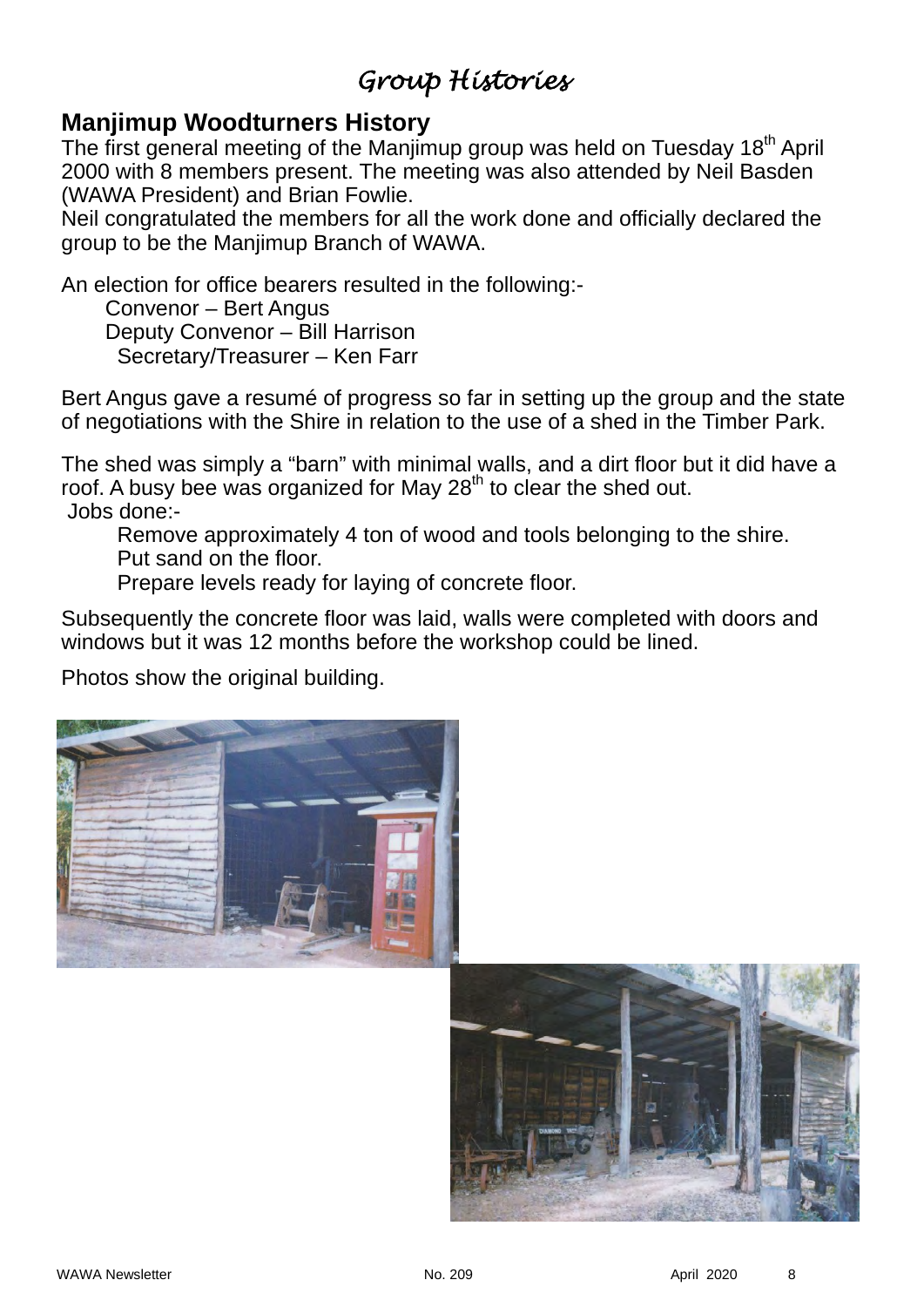# *Group Histories*

## Manjimup Woodturners History

The first general meeting of the Manjimup group was held on Tuesday 18th April 2000 with 8 members present. The meeting was also attended by Neil Basden (WAWA President) and Brian Fowlie.

Neil congratulated the members for all the work done and officially declared the group to be the Manjimup Branch of WAWA.

An election for office bearers resulted in the following:-

Convenor – Bert Angus
Deputy Convenor – Bill Harrison
Secretary/Treasurer – Ken Farr

Bert Angus gave a resumé of progress so far in setting up the group and the state of negotiations with the Shire in relation to the use of a shed in the Timber Park.

The shed was simply a "barn" with minimal walls, and a dirt floor but it did have a roof. A busy bee was organized for May 28th to clear the shed out.

Jobs done:-

Remove approximately 4 ton of wood and tools belonging to the shire.
Put sand on the floor.
Prepare levels ready for laying of concrete floor.

Subsequently the concrete floor was laid, walls were completed with doors and windows but it was 12 months before the workshop could be lined.

Photos show the original building.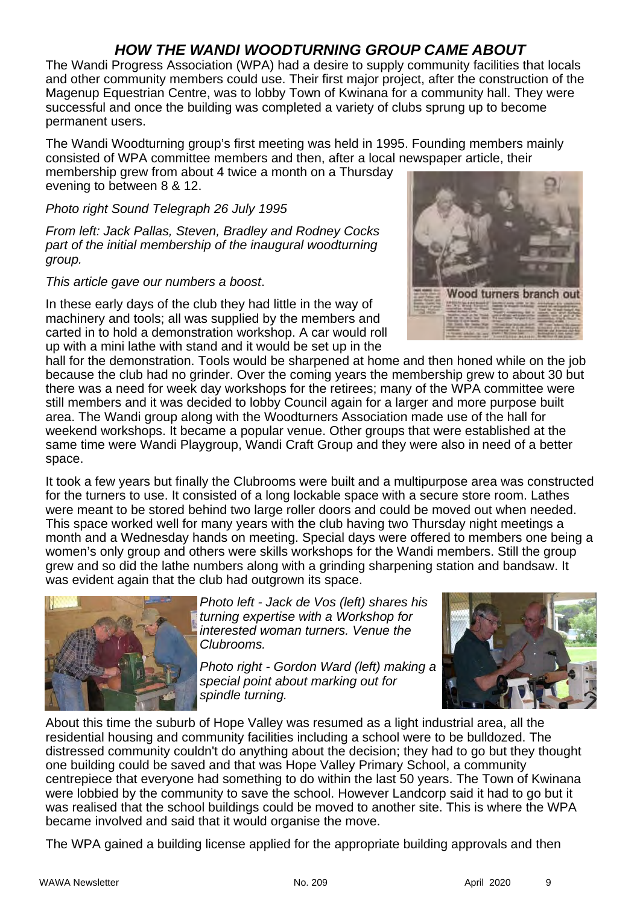# *HOW THE WANDI WOODTURNING GROUP CAME ABOUT*

The Wandi Progress Association (WPA) had a desire to supply community facilities that locals and other community members could use. Their first major project, after the construction of the Magenup Equestrian Centre, was to lobby Town of Kwinana for a community hall. They were successful and once the building was completed a variety of clubs sprung up to become permanent users.

The Wandi Woodturning group's first meeting was held in 1995. Founding members mainly consisted of WPA committee members and then, after a local newspaper article, their membership grew from about 4 twice a month on a Thursday evening to between 8 & 12.

*Photo right Sound Telegraph 26 July 1995*

*From left: Jack Pallas, Steven, Bradley and Rodney Cocks part of the initial membership of the inaugural woodturning group.*

*This article gave our numbers a boost*.

In these early days of the club they had little in the way of machinery and tools; all was supplied by the members and carted in to hold a demonstration workshop. A car would roll up with a mini lathe with stand and it would be set up in the hall for the demonstration. Tools would be sharpened at home and then honed while on the job because the club had no grinder. Over the coming years the membership grew to about 30 but there was a need for week day workshops for the retirees; many of the WPA committee were still members and it was decided to lobby Council again for a larger and more purpose built area. The Wandi group along with the Woodturners Association made use of the hall for weekend workshops. It became a popular venue. Other groups that were established at the same time were Wandi Playgroup, Wandi Craft Group and they were also in need of a better space.

It took a few years but finally the Clubrooms were built and a multipurpose area was constructed for the turners to use. It consisted of a long lockable space with a secure store room. Lathes were meant to be stored behind two large roller doors and could be moved out when needed. This space worked well for many years with the club having two Thursday night meetings a month and a Wednesday hands on meeting. Special days were offered to members one being a women's only group and others were skills workshops for the Wandi members. Still the group grew and so did the lathe numbers along with a grinding sharpening station and bandsaw. It was evident again that the club had outgrown its space.

*Photo left - Jack de Vos (left) shares his turning expertise with a Workshop for interested woman turners. Venue the Clubrooms.*

*Photo right - Gordon Ward (left) making a special point about marking out for spindle turning.*

About this time the suburb of Hope Valley was resumed as a light industrial area, all the residential housing and community facilities including a school were to be bulldozed. The distressed community couldn't do anything about the decision; they had to go but they thought one building could be saved and that was Hope Valley Primary School, a community centrepiece that everyone had something to do within the last 50 years. The Town of Kwinana were lobbied by the community to save the school. However Landcorp said it had to go but it was realised that the school buildings could be moved to another site. This is where the WPA became involved and said that it would organise the move.

The WPA gained a building license applied for the appropriate building approvals and then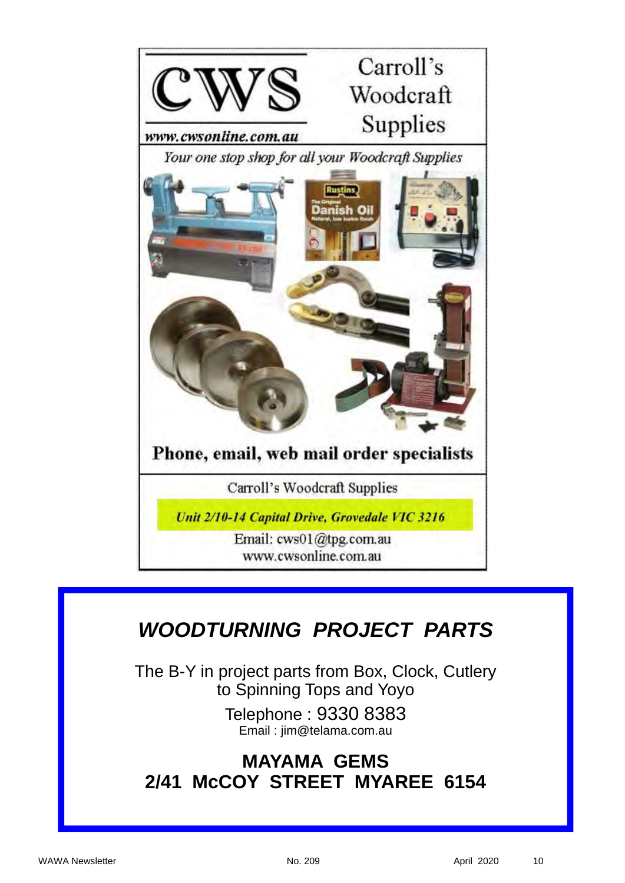# CWS

www.cwsonline.com.au

## Carroll's Woodcraft Supplies

*Your one stop shop for all your Woodcraft Supplies*

**Phone, email, web mail order specialists**

Carroll's Woodcraft Supplies

***Unit 2/10-14 Capital Drive, Grovedale VIC 3216***

Email: cws01@tpg.com.au
www.cwsonline.com.au

## *WOODTURNING PROJECT PARTS*

The B-Y in project parts from Box, Clock, Cutlery to Spinning Tops and Yoyo

Telephone : 9330 8383
Email : jim@telama.com.au

**MAYAMA GEMS**
**2/41 McCOY STREET MYAREE 6154**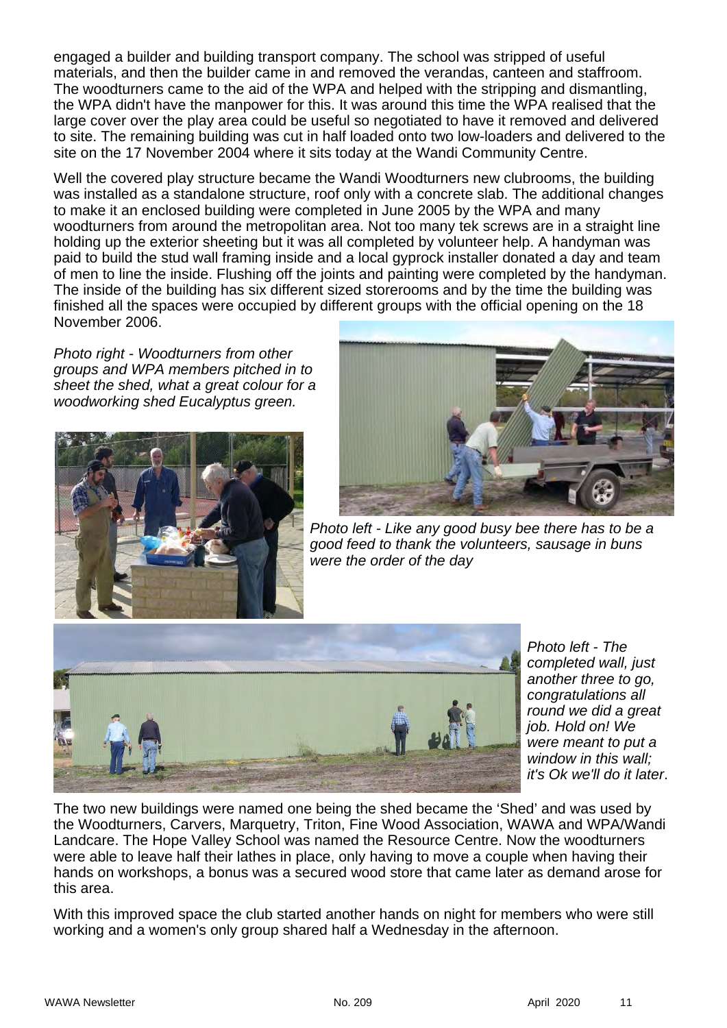engaged a builder and building transport company. The school was stripped of useful materials, and then the builder came in and removed the verandas, canteen and staffroom. The woodturners came to the aid of the WPA and helped with the stripping and dismantling, the WPA didn't have the manpower for this. It was around this time the WPA realised that the large cover over the play area could be useful so negotiated to have it removed and delivered to site. The remaining building was cut in half loaded onto two low-loaders and delivered to the site on the 17 November 2004 where it sits today at the Wandi Community Centre.

Well the covered play structure became the Wandi Woodturners new clubrooms, the building was installed as a standalone structure, roof only with a concrete slab. The additional changes to make it an enclosed building were completed in June 2005 by the WPA and many woodturners from around the metropolitan area. Not too many tek screws are in a straight line holding up the exterior sheeting but it was all completed by volunteer help. A handyman was paid to build the stud wall framing inside and a local gyprock installer donated a day and team of men to line the inside. Flushing off the joints and painting were completed by the handyman. The inside of the building has six different sized storerooms and by the time the building was finished all the spaces were occupied by different groups with the official opening on the 18 November 2006.

*Photo right - Woodturners from other groups and WPA members pitched in to sheet the shed, what a great colour for a woodworking shed Eucalyptus green.*

*Photo left - Like any good busy bee there has to be a good feed to thank the volunteers, sausage in buns were the order of the day*

*Photo left - The completed wall, just another three to go, congratulations all round we did a great job. Hold on! We were meant to put a window in this wall; it's Ok we'll do it later*.

The two new buildings were named one being the shed became the 'Shed' and was used by the Woodturners, Carvers, Marquetry, Triton, Fine Wood Association, WAWA and WPA/Wandi Landcare. The Hope Valley School was named the Resource Centre. Now the woodturners were able to leave half their lathes in place, only having to move a couple when having their hands on workshops, a bonus was a secured wood store that came later as demand arose for this area.

With this improved space the club started another hands on night for members who were still working and a women's only group shared half a Wednesday in the afternoon.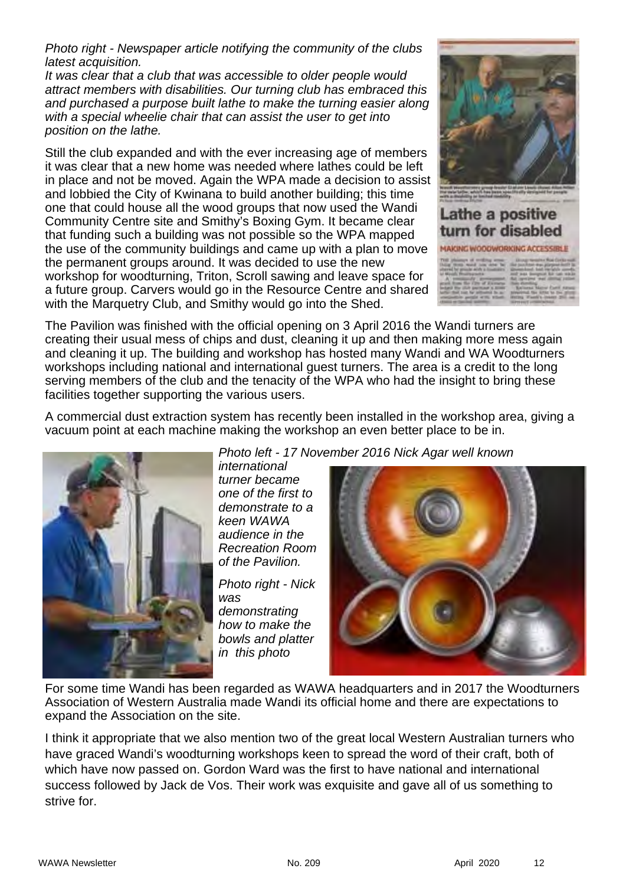*Photo right - Newspaper article notifying the community of the clubs latest acquisition.*

*It was clear that a club that was accessible to older people would attract members with disabilities. Our turning club has embraced this and purchased a purpose built lathe to make the turning easier along with a special wheelie chair that can assist the user to get into position on the lathe.*

Still the club expanded and with the ever increasing age of members it was clear that a new home was needed where lathes could be left in place and not be moved. Again the WPA made a decision to assist and lobbied the City of Kwinana to build another building; this time one that could house all the wood groups that now used the Wandi Community Centre site and Smithy's Boxing Gym. It became clear that funding such a building was not possible so the WPA mapped the use of the community buildings and came up with a plan to move the permanent groups around. It was decided to use the new workshop for woodturning, Triton, Scroll sawing and leave space for a future group. Carvers would go in the Resource Centre and shared with the Marquetry Club, and Smithy would go into the Shed.

The Pavilion was finished with the official opening on 3 April 2016 the Wandi turners are creating their usual mess of chips and dust, cleaning it up and then making more mess again and cleaning it up. The building and workshop has hosted many Wandi and WA Woodturners workshops including national and international guest turners. The area is a credit to the long serving members of the club and the tenacity of the WPA who had the insight to bring these facilities together supporting the various users.

A commercial dust extraction system has recently been installed in the workshop area, giving a vacuum point at each machine making the workshop an even better place to be in.

*Photo left - 17 November 2016 Nick Agar well known international turner became one of the first to demonstrate to a keen WAWA audience in the Recreation Room of the Pavilion.*

*Photo right - Nick was demonstrating how to make the bowls and platter in this photo*

For some time Wandi has been regarded as WAWA headquarters and in 2017 the Woodturners Association of Western Australia made Wandi its official home and there are expectations to expand the Association on the site.

I think it appropriate that we also mention two of the great local Western Australian turners who have graced Wandi's woodturning workshops keen to spread the word of their craft, both of which have now passed on. Gordon Ward was the first to have national and international success followed by Jack de Vos. Their work was exquisite and gave all of us something to strive for.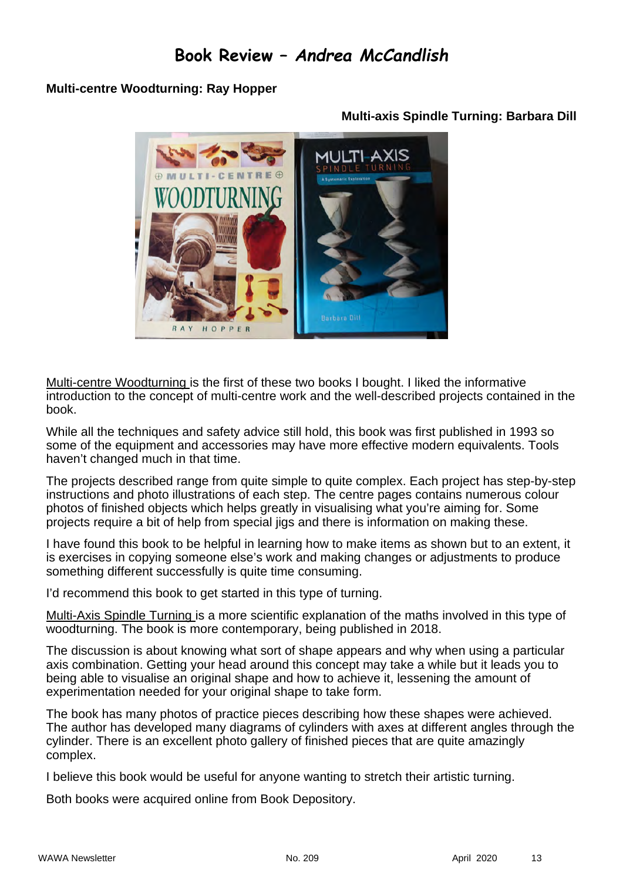# Book Review – *Andrea McCandlish*

**Multi-centre Woodturning: Ray Hopper**

**Multi-axis Spindle Turning: Barbara Dill**

Multi-centre Woodturning is the first of these two books I bought. I liked the informative introduction to the concept of multi-centre work and the well-described projects contained in the book.

While all the techniques and safety advice still hold, this book was first published in 1993 so some of the equipment and accessories may have more effective modern equivalents. Tools haven't changed much in that time.

The projects described range from quite simple to quite complex. Each project has step-by-step instructions and photo illustrations of each step. The centre pages contains numerous colour photos of finished objects which helps greatly in visualising what you're aiming for. Some projects require a bit of help from special jigs and there is information on making these.

I have found this book to be helpful in learning how to make items as shown but to an extent, it is exercises in copying someone else's work and making changes or adjustments to produce something different successfully is quite time consuming.

I'd recommend this book to get started in this type of turning.

Multi-Axis Spindle Turning is a more scientific explanation of the maths involved in this type of woodturning. The book is more contemporary, being published in 2018.

The discussion is about knowing what sort of shape appears and why when using a particular axis combination. Getting your head around this concept may take a while but it leads you to being able to visualise an original shape and how to achieve it, lessening the amount of experimentation needed for your original shape to take form.

The book has many photos of practice pieces describing how these shapes were achieved. The author has developed many diagrams of cylinders with axes at different angles through the cylinder. There is an excellent photo gallery of finished pieces that are quite amazingly complex.

I believe this book would be useful for anyone wanting to stretch their artistic turning.

Both books were acquired online from Book Depository.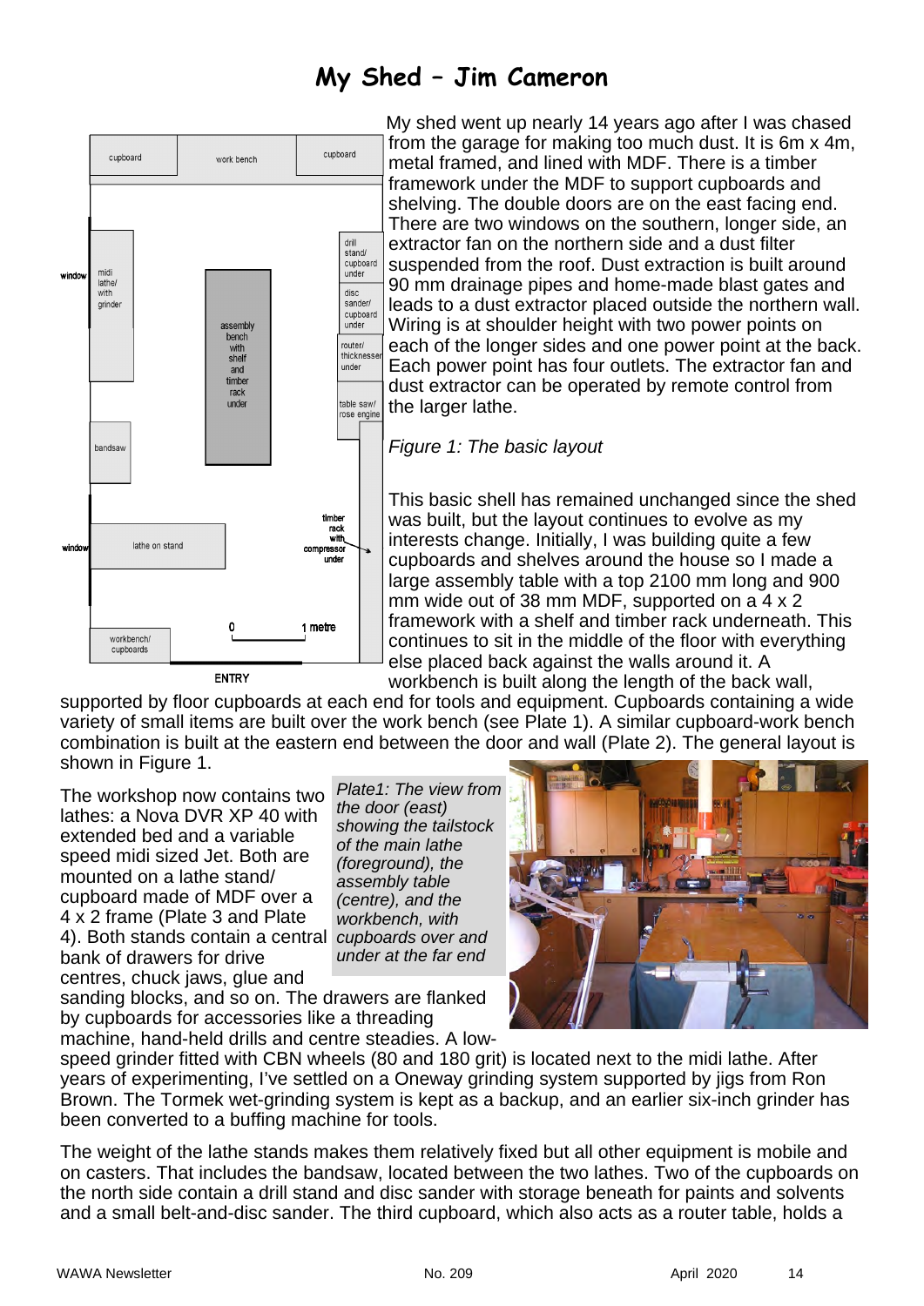# My Shed – Jim Cameron

My shed went up nearly 14 years ago after I was chased from the garage for making too much dust. It is 6m x 4m, metal framed, and lined with MDF. There is a timber framework under the MDF to support cupboards and shelving. The double doors are on the east facing end. There are two windows on the southern, longer side, an extractor fan on the northern side and a dust filter suspended from the roof. Dust extraction is built around 90 mm drainage pipes and home-made blast gates and leads to a dust extractor placed outside the northern wall. Wiring is at shoulder height with two power points on each of the longer sides and one power point at the back. Each power point has four outlets. The extractor fan and dust extractor can be operated by remote control from the larger lathe.

*Figure 1: The basic layout*

This basic shell has remained unchanged since the shed was built, but the layout continues to evolve as my interests change. Initially, I was building quite a few cupboards and shelves around the house so I made a large assembly table with a top 2100 mm long and 900 mm wide out of 38 mm MDF, supported on a 4 x 2 framework with a shelf and timber rack underneath. This continues to sit in the middle of the floor with everything else placed back against the walls around it. A workbench is built along the length of the back wall, supported by floor cupboards at each end for tools and equipment. Cupboards containing a wide variety of small items are built over the work bench (see Plate 1). A similar cupboard-work bench combination is built at the eastern end between the door and wall (Plate 2). The general layout is shown in Figure 1.

*Plate1: The view from the door (east) showing the tailstock of the main lathe (foreground), the assembly table (centre), and the workbench, with cupboards over and under at the far end*

The workshop now contains two lathes: a Nova DVR XP 40 with extended bed and a variable speed midi sized Jet. Both are mounted on a lathe stand/ cupboard made of MDF over a 4 x 2 frame (Plate 3 and Plate 4). Both stands contain a central bank of drawers for drive centres, chuck jaws, glue and sanding blocks, and so on. The drawers are flanked by cupboards for accessories like a threading machine, hand-held drills and centre steadies. A low-speed grinder fitted with CBN wheels (80 and 180 grit) is located next to the midi lathe. After years of experimenting, I've settled on a Oneway grinding system supported by jigs from Ron Brown. The Tormek wet-grinding system is kept as a backup, and an earlier six-inch grinder has been converted to a buffing machine for tools.

The weight of the lathe stands makes them relatively fixed but all other equipment is mobile and on casters. That includes the bandsaw, located between the two lathes. Two of the cupboards on the north side contain a drill stand and disc sander with storage beneath for paints and solvents and a small belt-and-disc sander. The third cupboard, which also acts as a router table, holds a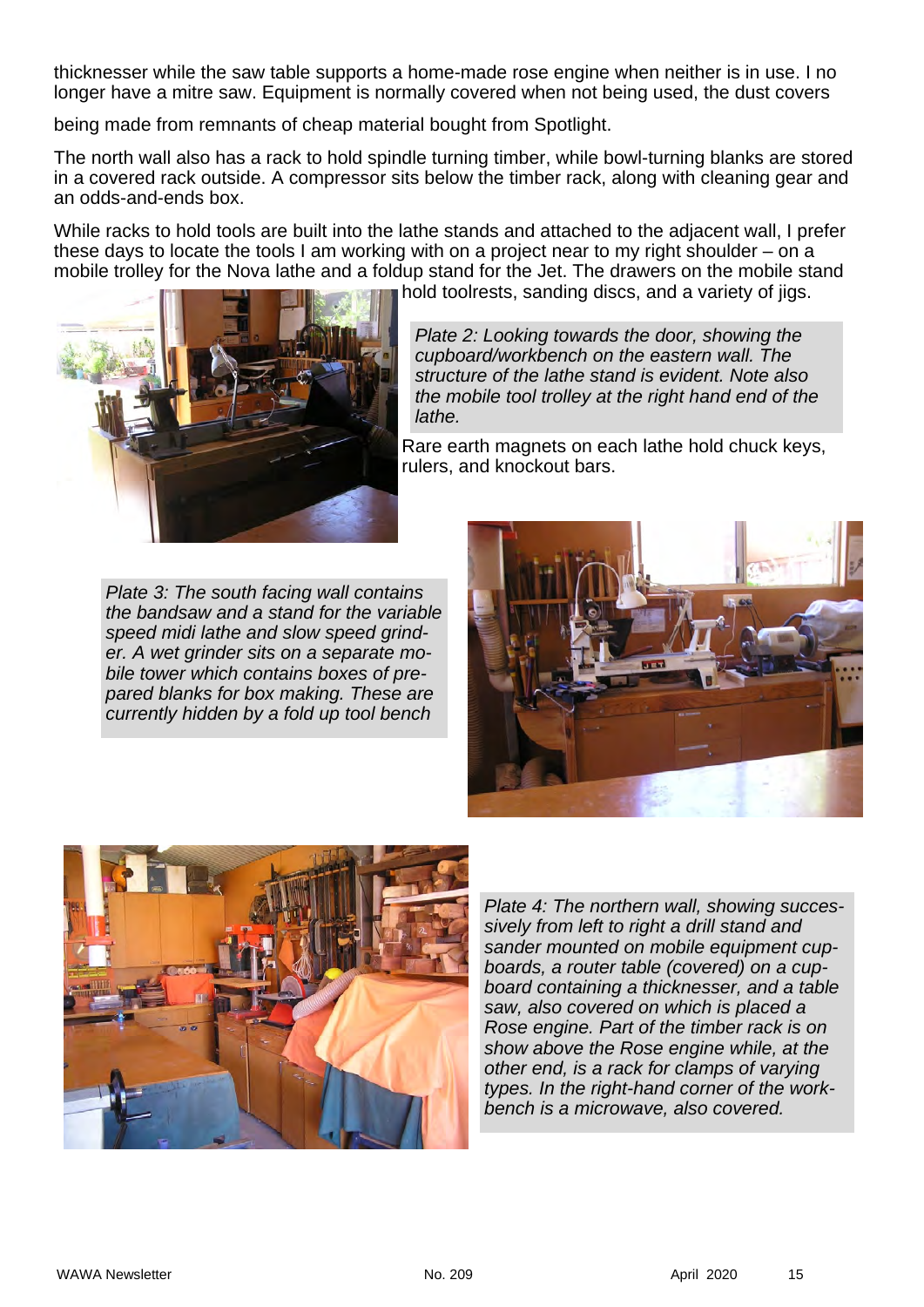thicknesser while the saw table supports a home-made rose engine when neither is in use. I no longer have a mitre saw. Equipment is normally covered when not being used, the dust covers being made from remnants of cheap material bought from Spotlight.

The north wall also has a rack to hold spindle turning timber, while bowl-turning blanks are stored in a covered rack outside. A compressor sits below the timber rack, along with cleaning gear and an odds-and-ends box.

While racks to hold tools are built into the lathe stands and attached to the adjacent wall, I prefer these days to locate the tools I am working with on a project near to my right shoulder – on a mobile trolley for the Nova lathe and a foldup stand for the Jet. The drawers on the mobile stand hold toolrests, sanding discs, and a variety of jigs.

*Plate 2: Looking towards the door, showing the cupboard/workbench on the eastern wall. The structure of the lathe stand is evident. Note also the mobile tool trolley at the right hand end of the lathe.*

Rare earth magnets on each lathe hold chuck keys, rulers, and knockout bars.

*Plate 3: The south facing wall contains the bandsaw and a stand for the variable speed midi lathe and slow speed grinder. A wet grinder sits on a separate mobile tower which contains boxes of prepared blanks for box making. These are currently hidden by a fold up tool bench*

*Plate 4: The northern wall, showing successively from left to right a drill stand and sander mounted on mobile equipment cupboards, a router table (covered) on a cupboard containing a thicknesser, and a table saw, also covered on which is placed a Rose engine. Part of the timber rack is on show above the Rose engine while, at the other end, is a rack for clamps of varying types. In the right-hand corner of the workbench is a microwave, also covered.*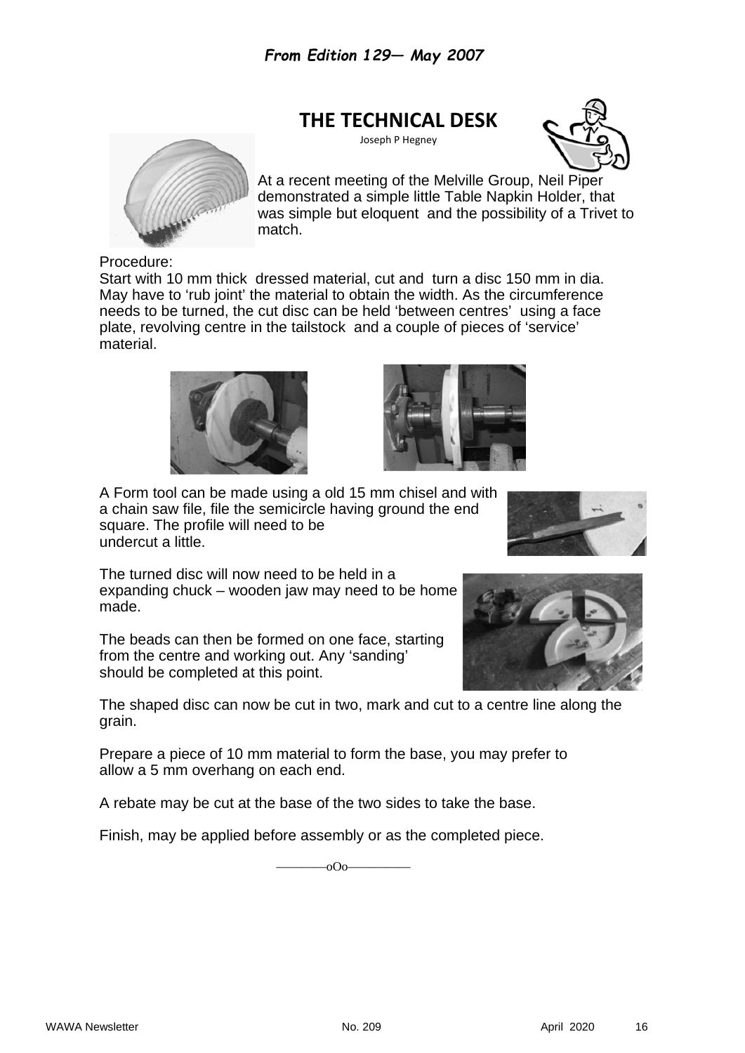*From Edition 129— May 2007*

# THE TECHNICAL DESK

Joseph P Hegney

At a recent meeting of the Melville Group, Neil Piper demonstrated a simple little Table Napkin Holder, that was simple but eloquent and the possibility of a Trivet to match.

Procedure:

Start with 10 mm thick dressed material, cut and turn a disc 150 mm in dia. May have to 'rub joint' the material to obtain the width. As the circumference needs to be turned, the cut disc can be held 'between centres' using a face plate, revolving centre in the tailstock and a couple of pieces of 'service' material.

A Form tool can be made using a old 15 mm chisel and with a chain saw file, file the semicircle having ground the end square. The profile will need to be undercut a little.

The turned disc will now need to be held in a expanding chuck – wooden jaw may need to be home made.

The beads can then be formed on one face, starting from the centre and working out. Any 'sanding' should be completed at this point.

The shaped disc can now be cut in two, mark and cut to a centre line along the grain.

Prepare a piece of 10 mm material to form the base, you may prefer to allow a 5 mm overhang on each end.

A rebate may be cut at the base of the two sides to take the base.

Finish, may be applied before assembly or as the completed piece.

————oOo—————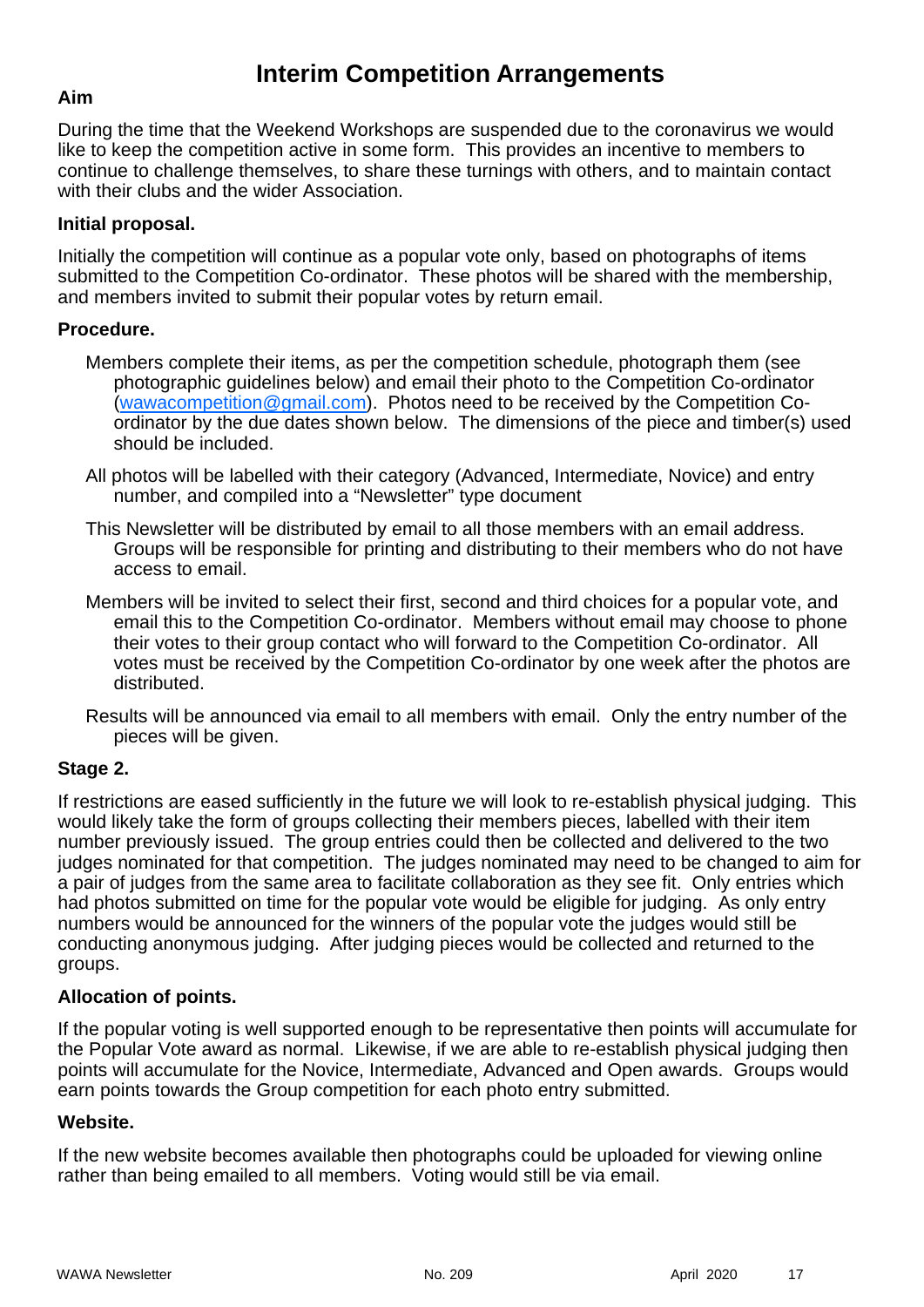# Interim Competition Arrangements

**Aim**

During the time that the Weekend Workshops are suspended due to the coronavirus we would like to keep the competition active in some form. This provides an incentive to members to continue to challenge themselves, to share these turnings with others, and to maintain contact with their clubs and the wider Association.

**Initial proposal.**

Initially the competition will continue as a popular vote only, based on photographs of items submitted to the Competition Co-ordinator. These photos will be shared with the membership, and members invited to submit their popular votes by return email.

**Procedure.**

Members complete their items, as per the competition schedule, photograph them (see photographic guidelines below) and email their photo to the Competition Co-ordinator (wawacompetition@gmail.com). Photos need to be received by the Competition Co-ordinator by the due dates shown below. The dimensions of the piece and timber(s) used should be included.

All photos will be labelled with their category (Advanced, Intermediate, Novice) and entry number, and compiled into a "Newsletter" type document

This Newsletter will be distributed by email to all those members with an email address. Groups will be responsible for printing and distributing to their members who do not have access to email.

Members will be invited to select their first, second and third choices for a popular vote, and email this to the Competition Co-ordinator. Members without email may choose to phone their votes to their group contact who will forward to the Competition Co-ordinator. All votes must be received by the Competition Co-ordinator by one week after the photos are distributed.

Results will be announced via email to all members with email. Only the entry number of the pieces will be given.

**Stage 2.**

If restrictions are eased sufficiently in the future we will look to re-establish physical judging. This would likely take the form of groups collecting their members pieces, labelled with their item number previously issued. The group entries could then be collected and delivered to the two judges nominated for that competition. The judges nominated may need to be changed to aim for a pair of judges from the same area to facilitate collaboration as they see fit. Only entries which had photos submitted on time for the popular vote would be eligible for judging. As only entry numbers would be announced for the winners of the popular vote the judges would still be conducting anonymous judging. After judging pieces would be collected and returned to the groups.

**Allocation of points.**

If the popular voting is well supported enough to be representative then points will accumulate for the Popular Vote award as normal. Likewise, if we are able to re-establish physical judging then points will accumulate for the Novice, Intermediate, Advanced and Open awards. Groups would earn points towards the Group competition for each photo entry submitted.

**Website.**

If the new website becomes available then photographs could be uploaded for viewing online rather than being emailed to all members. Voting would still be via email.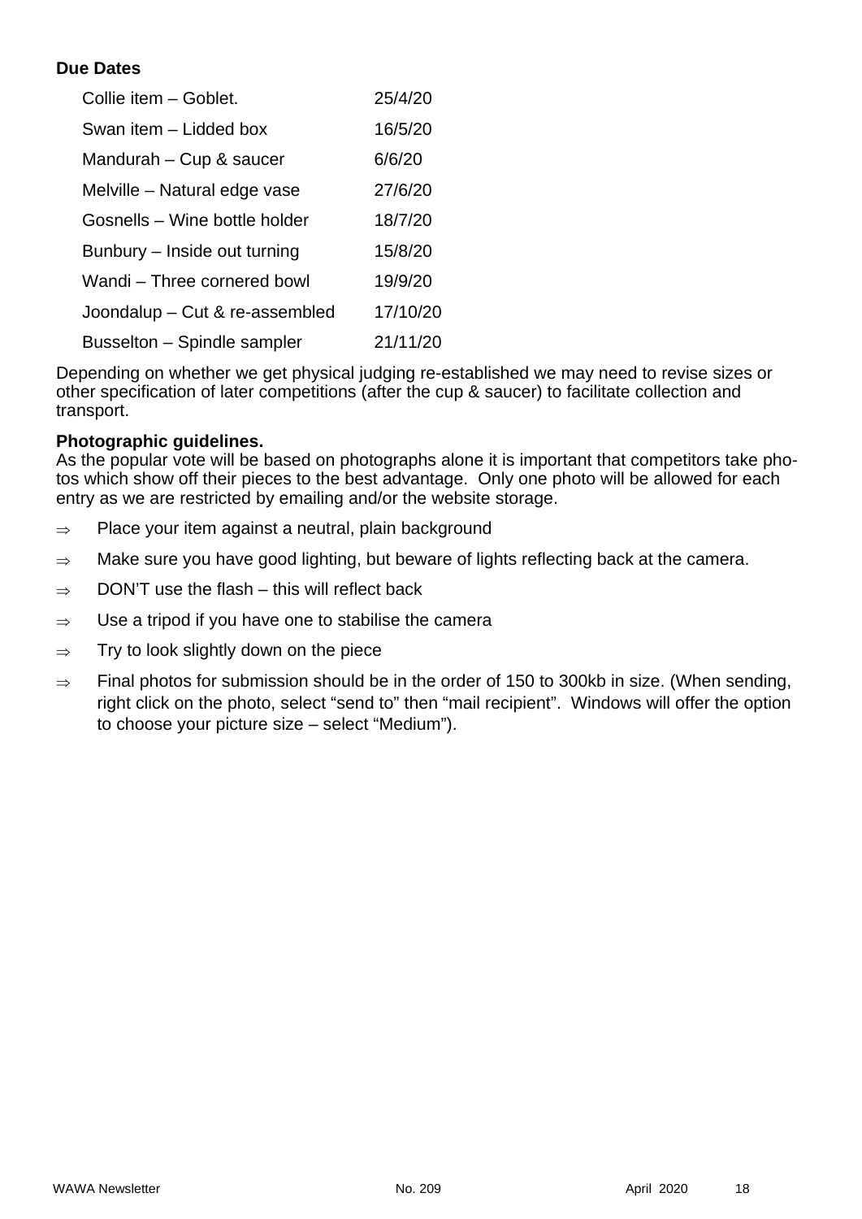**Due Dates**

| | |
|---|---|
| Collie item – Goblet. | 25/4/20 |
| Swan item – Lidded box | 16/5/20 |
| Mandurah – Cup & saucer | 6/6/20 |
| Melville – Natural edge vase | 27/6/20 |
| Gosnells – Wine bottle holder | 18/7/20 |
| Bunbury – Inside out turning | 15/8/20 |
| Wandi – Three cornered bowl | 19/9/20 |
| Joondalup – Cut & re-assembled | 17/10/20 |
| Busselton – Spindle sampler | 21/11/20 |

Depending on whether we get physical judging re-established we may need to revise sizes or other specification of later competitions (after the cup & saucer) to facilitate collection and transport.

**Photographic guidelines.**
As the popular vote will be based on photographs alone it is important that competitors take photos which show off their pieces to the best advantage. Only one photo will be allowed for each entry as we are restricted by emailing and/or the website storage.

- ⇒ Place your item against a neutral, plain background
- ⇒ Make sure you have good lighting, but beware of lights reflecting back at the camera.
- ⇒ DON'T use the flash – this will reflect back
- ⇒ Use a tripod if you have one to stabilise the camera
- ⇒ Try to look slightly down on the piece
- ⇒ Final photos for submission should be in the order of 150 to 300kb in size. (When sending, right click on the photo, select "send to" then "mail recipient". Windows will offer the option to choose your picture size – select "Medium").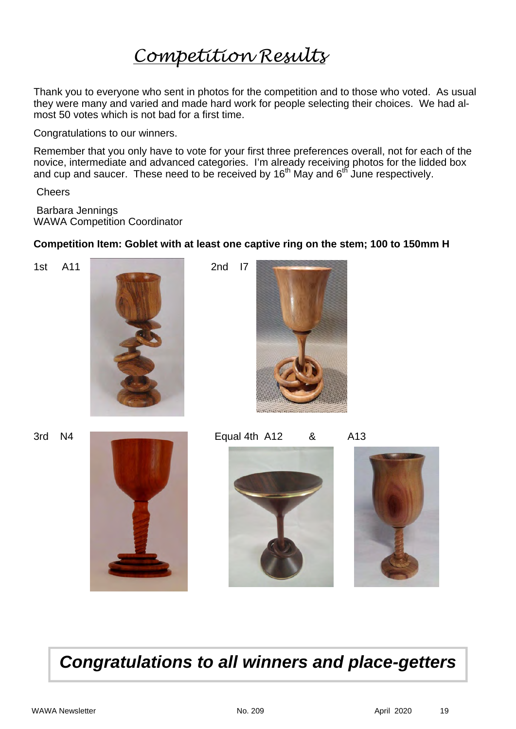# Competition Results

Thank you to everyone who sent in photos for the competition and to those who voted. As usual they were many and varied and made hard work for people selecting their choices. We had almost 50 votes which is not bad for a first time.

Congratulations to our winners.

Remember that you only have to vote for your first three preferences overall, not for each of the novice, intermediate and advanced categories. I'm already receiving photos for the lidded box and cup and saucer. These need to be received by 16th May and 6th June respectively.

Cheers

Barbara Jennings
WAWA Competition Coordinator

**Competition Item: Goblet with at least one captive ring on the stem; 100 to 150mm H**

1st A11

2nd I7

3rd N4

Equal 4th A12 & A13

## *Congratulations to all winners and place-getters*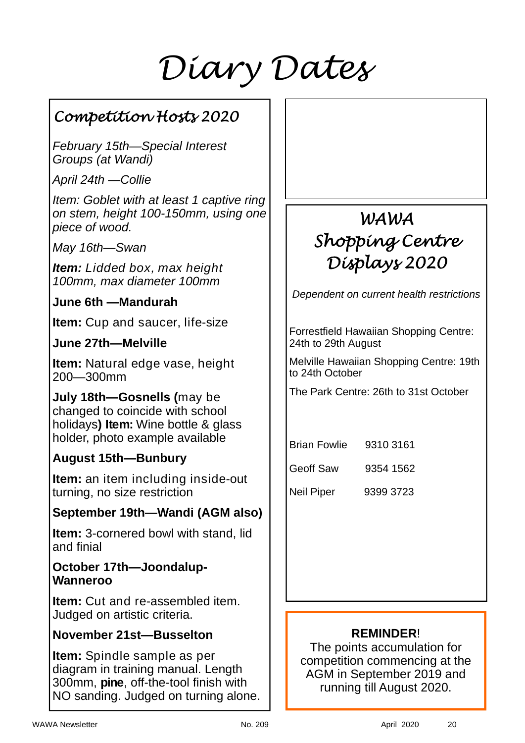# *Diary Dates*

## *Competition Hosts 2020*

*February 15th—Special Interest Groups (at Wandi)*

*April 24th —Collie*

*Item: Goblet with at least 1 captive ring on stem, height 100-150mm, using one piece of wood.*

*May 16th—Swan*

***Item:** Lidded box, max height 100mm, max diameter 100mm*

**June 6th —Mandurah**

**Item:** Cup and saucer, life-size

**June 27th—Melville**

**Item:** Natural edge vase, height 200—300mm

**July 18th—Gosnells (**may be changed to coincide with school holidays**) Item:** Wine bottle & glass holder, photo example available

**August 15th—Bunbury**

**Item:** an item including inside-out turning, no size restriction

**September 19th—Wandi (AGM also)**

**Item:** 3-cornered bowl with stand, lid and finial

**October 17th—Joondalup-Wanneroo**

**Item:** Cut and re-assembled item. Judged on artistic criteria.

**November 21st—Busselton**

**Item:** Spindle sample as per diagram in training manual. Length 300mm, **pine**, off-the-tool finish with NO sanding. Judged on turning alone.

## *WAWA Shopping Centre Displays 2020*

*Dependent on current health restrictions*

Forrestfield Hawaiian Shopping Centre: 24th to 29th August

Melville Hawaiian Shopping Centre: 19th to 24th October

The Park Centre: 26th to 31st October

| | |
|---|---|
| Brian Fowlie | 9310 3161 |
| Geoff Saw | 9354 1562 |
| Neil Piper | 9399 3723 |

**REMINDER**!

The points accumulation for competition commencing at the AGM in September 2019 and running till August 2020.